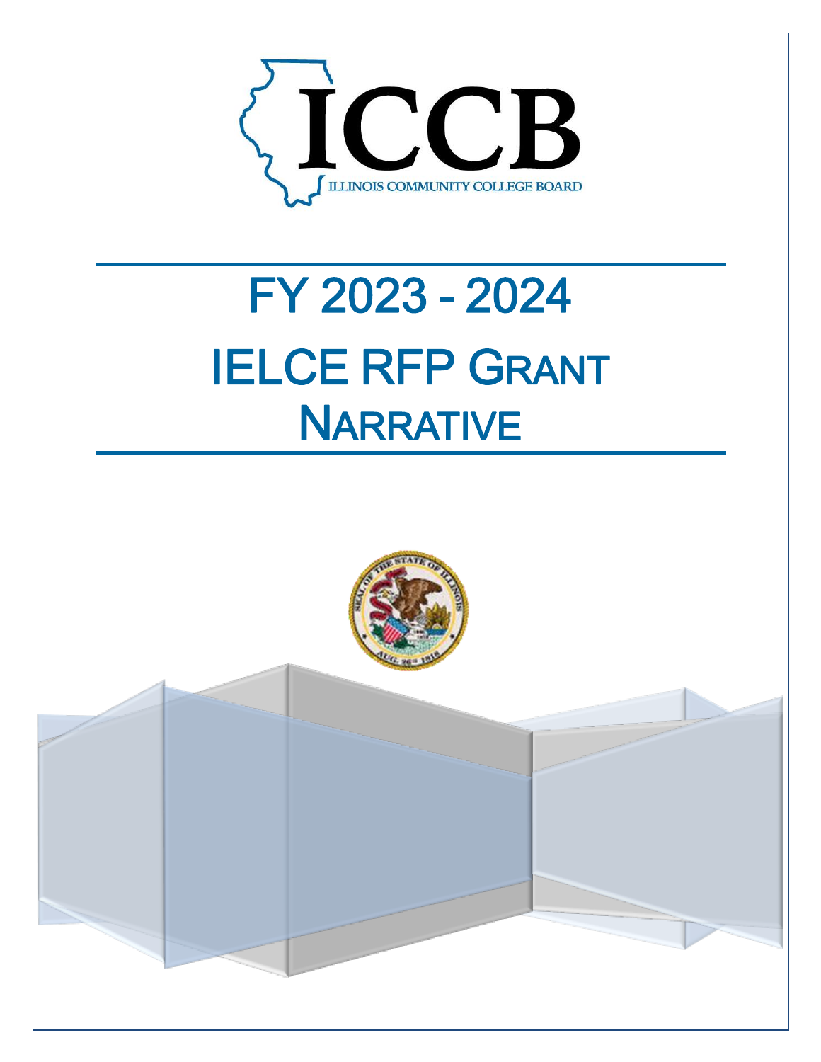ICCB

ILLINOIS COMMUNITY COLLEGE BOARD

# FY 2023 - 2024

# IELCE RFP GRANT NARRATIVE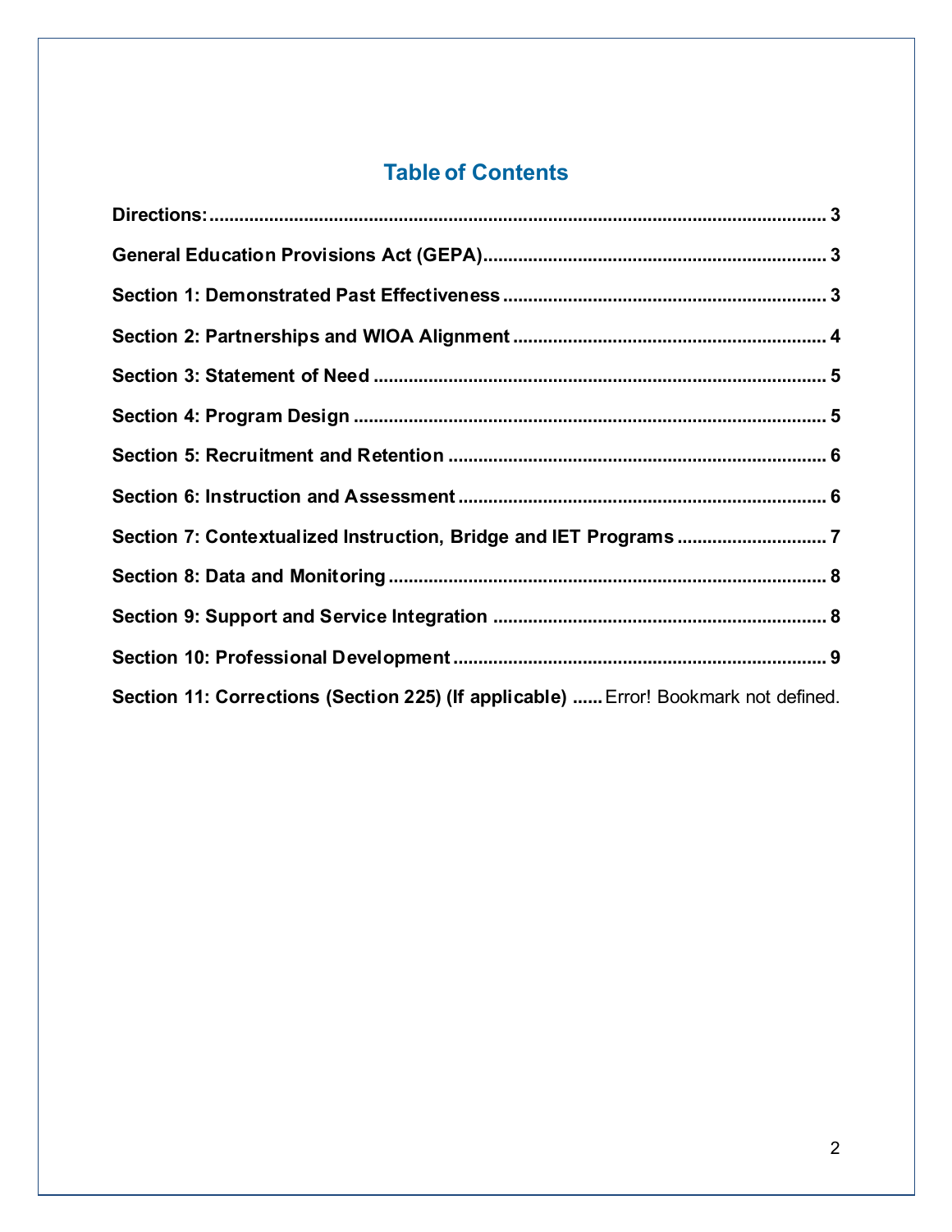## Table of Contents

| | |
|---|---|
| **Directions:** | **3** |
| **General Education Provisions Act (GEPA)** | **3** |
| **Section 1: Demonstrated Past Effectiveness** | **3** |
| **Section 2: Partnerships and WIOA Alignment** | **4** |
| **Section 3: Statement of Need** | **5** |
| **Section 4: Program Design** | **5** |
| **Section 5: Recruitment and Retention** | **6** |
| **Section 6: Instruction and Assessment** | **6** |
| **Section 7: Contextualized Instruction, Bridge and IET Programs** | **7** |
| **Section 8: Data and Monitoring** | **8** |
| **Section 9: Support and Service Integration** | **8** |
| **Section 10: Professional Development** | **9** |
| **Section 11: Corrections (Section 225) (If applicable)** | Error! Bookmark not defined. |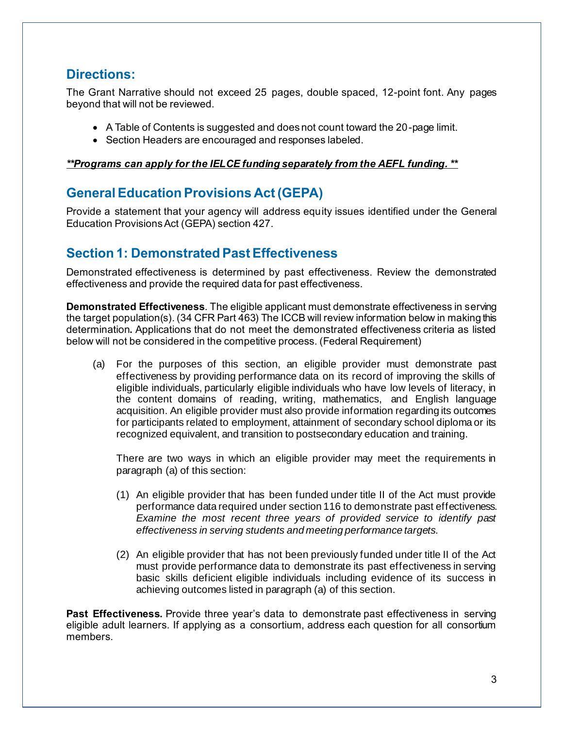## Directions:

The Grant Narrative should not exceed 25 pages, double spaced, 12-point font. Any pages beyond that will not be reviewed.

- A Table of Contents is suggested and does not count toward the 20-page limit.
- Section Headers are encouraged and responses labeled.

***\*\*Programs can apply for the IELCE funding separately from the AEFL funding. \*\****

## General Education Provisions Act (GEPA)

Provide a statement that your agency will address equity issues identified under the General Education Provisions Act (GEPA) section 427.

## Section 1: Demonstrated Past Effectiveness

Demonstrated effectiveness is determined by past effectiveness. Review the demonstrated effectiveness and provide the required data for past effectiveness.

**Demonstrated Effectiveness**. The eligible applicant must demonstrate effectiveness in serving the target population(s). (34 CFR Part 463) The ICCB will review information below in making this determination**.** Applications that do not meet the demonstrated effectiveness criteria as listed below will not be considered in the competitive process. (Federal Requirement)

(a) For the purposes of this section, an eligible provider must demonstrate past effectiveness by providing performance data on its record of improving the skills of eligible individuals, particularly eligible individuals who have low levels of literacy, in the content domains of reading, writing, mathematics, and English language acquisition. An eligible provider must also provide information regarding its outcomes for participants related to employment, attainment of secondary school diploma or its recognized equivalent, and transition to postsecondary education and training.

There are two ways in which an eligible provider may meet the requirements in paragraph (a) of this section:

(1) An eligible provider that has been funded under title II of the Act must provide performance data required under section 116 to demonstrate past effectiveness. *Examine the most recent three years of provided service to identify past effectiveness in serving students and meeting performance targets.*

(2) An eligible provider that has not been previously funded under title II of the Act must provide performance data to demonstrate its past effectiveness in serving basic skills deficient eligible individuals including evidence of its success in achieving outcomes listed in paragraph (a) of this section.

**Past Effectiveness.** Provide three year's data to demonstrate past effectiveness in serving eligible adult learners. If applying as a consortium, address each question for all consortium members.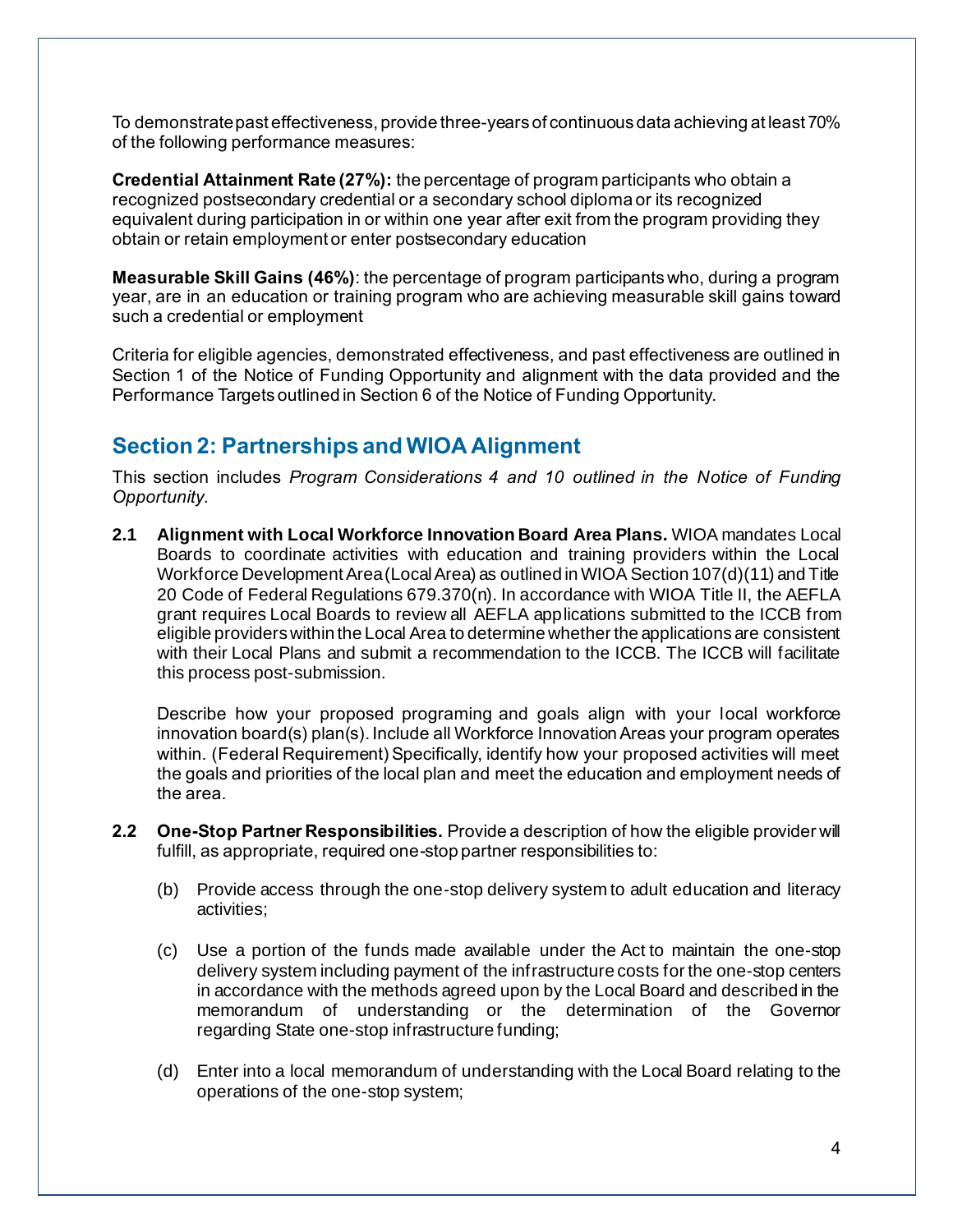To demonstrate past effectiveness, provide three-years of continuous data achieving at least 70% of the following performance measures:

**Credential Attainment Rate (27%):** the percentage of program participants who obtain a recognized postsecondary credential or a secondary school diploma or its recognized equivalent during participation in or within one year after exit from the program providing they obtain or retain employment or enter postsecondary education

**Measurable Skill Gains (46%)**: the percentage of program participants who, during a program year, are in an education or training program who are achieving measurable skill gains toward such a credential or employment

Criteria for eligible agencies, demonstrated effectiveness, and past effectiveness are outlined in Section 1 of the Notice of Funding Opportunity and alignment with the data provided and the Performance Targets outlined in Section 6 of the Notice of Funding Opportunity.

## Section 2: Partnerships and WIOA Alignment

This section includes *Program Considerations 4 and 10 outlined in the Notice of Funding Opportunity.*

**2.1 Alignment with Local Workforce Innovation Board Area Plans.** WIOA mandates Local Boards to coordinate activities with education and training providers within the Local Workforce Development Area (Local Area) as outlined in WIOA Section 107(d)(11) and Title 20 Code of Federal Regulations 679.370(n). In accordance with WIOA Title II, the AEFLA grant requires Local Boards to review all AEFLA applications submitted to the ICCB from eligible providers within the Local Area to determine whether the applications are consistent with their Local Plans and submit a recommendation to the ICCB. The ICCB will facilitate this process post-submission.

Describe how your proposed programing and goals align with your local workforce innovation board(s) plan(s). Include all Workforce Innovation Areas your program operates within. (Federal Requirement) Specifically, identify how your proposed activities will meet the goals and priorities of the local plan and meet the education and employment needs of the area.

**2.2 One-Stop Partner Responsibilities.** Provide a description of how the eligible provider will fulfill, as appropriate, required one-stop partner responsibilities to:

(b) Provide access through the one-stop delivery system to adult education and literacy activities;

(c) Use a portion of the funds made available under the Act to maintain the one-stop delivery system including payment of the infrastructure costs for the one-stop centers in accordance with the methods agreed upon by the Local Board and described in the memorandum of understanding or the determination of the Governor regarding State one-stop infrastructure funding;

(d) Enter into a local memorandum of understanding with the Local Board relating to the operations of the one-stop system;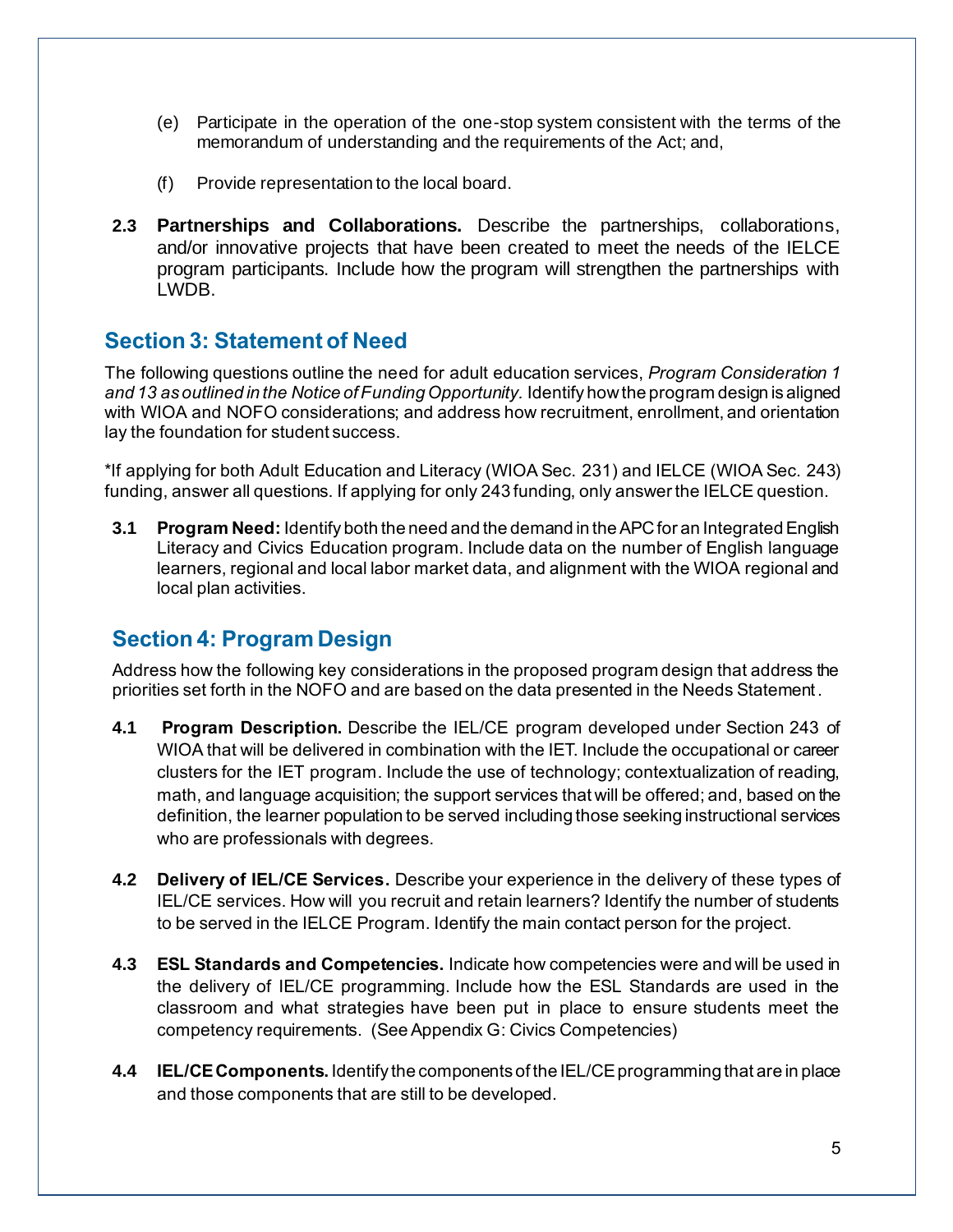(e) Participate in the operation of the one-stop system consistent with the terms of the memorandum of understanding and the requirements of the Act; and,

(f) Provide representation to the local board.

**2.3 Partnerships and Collaborations.** Describe the partnerships, collaborations, and/or innovative projects that have been created to meet the needs of the IELCE program participants. Include how the program will strengthen the partnerships with LWDB.

## Section 3: Statement of Need

The following questions outline the need for adult education services, *Program Consideration 1 and 13 as outlined in the Notice of Funding Opportunity.* Identify how the program design is aligned with WIOA and NOFO considerations; and address how recruitment, enrollment, and orientation lay the foundation for student success.

*If applying for both Adult Education and Literacy (WIOA Sec. 231) and IELCE (WIOA Sec. 243) funding, answer all questions. If applying for only 243 funding, only answer the IELCE question.

**3.1 Program Need:** Identify both the need and the demand in the APC for an Integrated English Literacy and Civics Education program. Include data on the number of English language learners, regional and local labor market data, and alignment with the WIOA regional and local plan activities.

## Section 4: Program Design

Address how the following key considerations in the proposed program design that address the priorities set forth in the NOFO and are based on the data presented in the Needs Statement.

**4.1 Program Description.** Describe the IEL/CE program developed under Section 243 of WIOA that will be delivered in combination with the IET. Include the occupational or career clusters for the IET program. Include the use of technology; contextualization of reading, math, and language acquisition; the support services that will be offered; and, based on the definition, the learner population to be served including those seeking instructional services who are professionals with degrees.

**4.2 Delivery of IEL/CE Services.** Describe your experience in the delivery of these types of IEL/CE services. How will you recruit and retain learners? Identify the number of students to be served in the IELCE Program. Identify the main contact person for the project.

**4.3 ESL Standards and Competencies.** Indicate how competencies were and will be used in the delivery of IEL/CE programming. Include how the ESL Standards are used in the classroom and what strategies have been put in place to ensure students meet the competency requirements. (See Appendix G: Civics Competencies)

**4.4 IEL/CE Components.** Identify the components of the IEL/CE programming that are in place and those components that are still to be developed.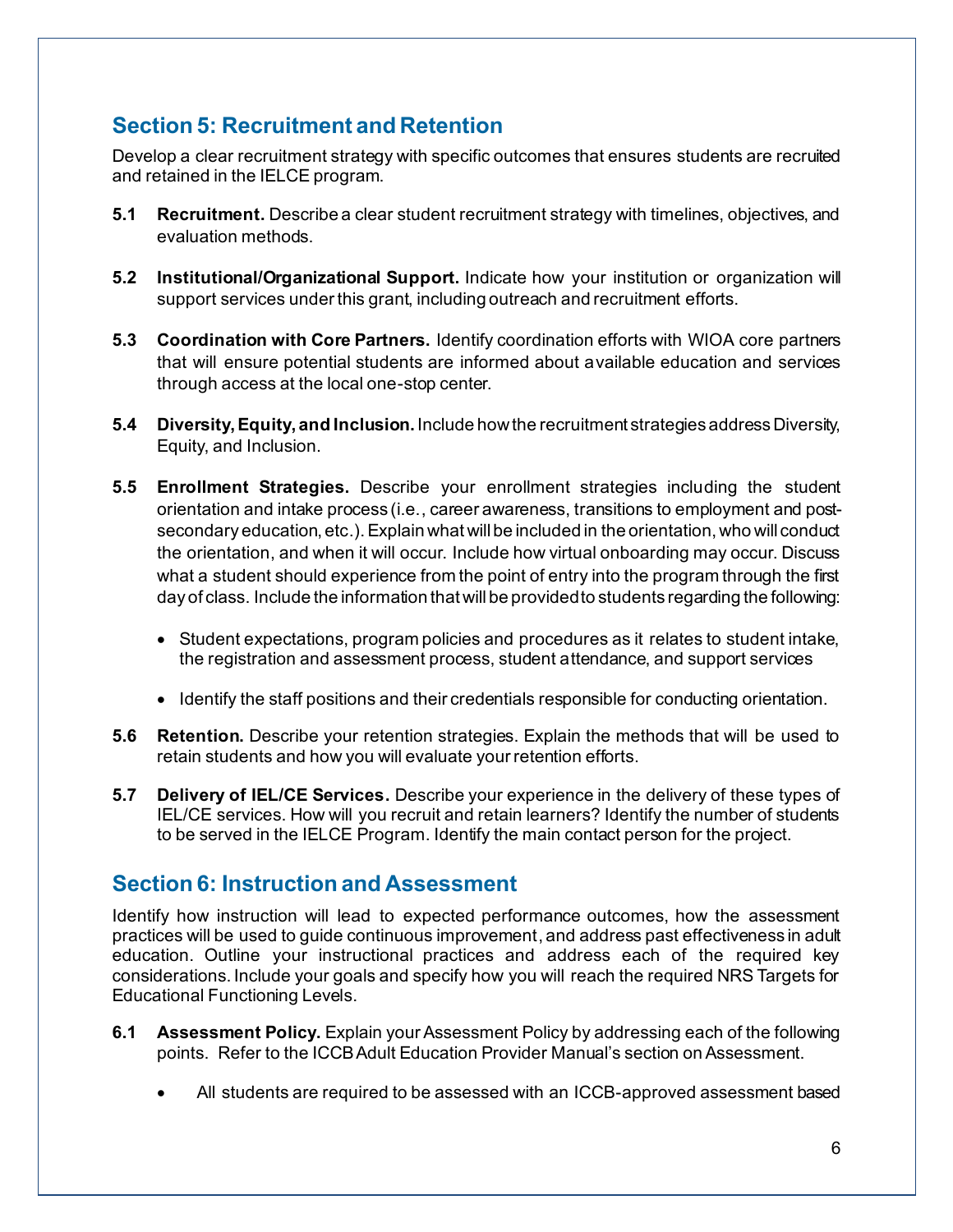## Section 5: Recruitment and Retention

Develop a clear recruitment strategy with specific outcomes that ensures students are recruited and retained in the IELCE program.

**5.1 Recruitment.** Describe a clear student recruitment strategy with timelines, objectives, and evaluation methods.

**5.2 Institutional/Organizational Support.** Indicate how your institution or organization will support services under this grant, including outreach and recruitment efforts.

**5.3 Coordination with Core Partners.** Identify coordination efforts with WIOA core partners that will ensure potential students are informed about available education and services through access at the local one-stop center.

**5.4 Diversity, Equity, and Inclusion.** Include how the recruitment strategies address Diversity, Equity, and Inclusion.

**5.5 Enrollment Strategies.** Describe your enrollment strategies including the student orientation and intake process (i.e., career awareness, transitions to employment and post-secondary education, etc.). Explain what will be included in the orientation, who will conduct the orientation, and when it will occur. Include how virtual onboarding may occur. Discuss what a student should experience from the point of entry into the program through the first day of class. Include the information that will be provided to students regarding the following:

- Student expectations, program policies and procedures as it relates to student intake, the registration and assessment process, student attendance, and support services
- Identify the staff positions and their credentials responsible for conducting orientation.

**5.6 Retention.** Describe your retention strategies. Explain the methods that will be used to retain students and how you will evaluate your retention efforts.

**5.7 Delivery of IEL/CE Services.** Describe your experience in the delivery of these types of IEL/CE services. How will you recruit and retain learners? Identify the number of students to be served in the IELCE Program. Identify the main contact person for the project.

## Section 6: Instruction and Assessment

Identify how instruction will lead to expected performance outcomes, how the assessment practices will be used to guide continuous improvement, and address past effectiveness in adult education. Outline your instructional practices and address each of the required key considerations. Include your goals and specify how you will reach the required NRS Targets for Educational Functioning Levels.

**6.1 Assessment Policy.** Explain your Assessment Policy by addressing each of the following points. Refer to the ICCB Adult Education Provider Manual's section on Assessment.

- All students are required to be assessed with an ICCB-approved assessment based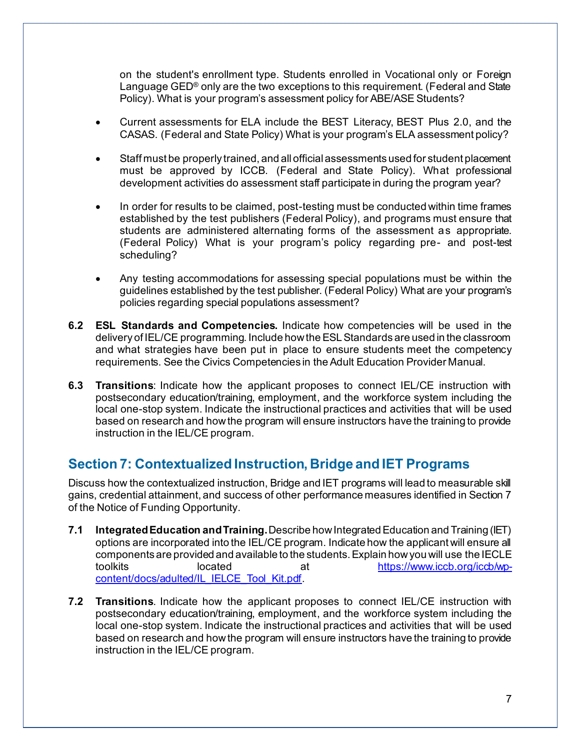on the student's enrollment type. Students enrolled in Vocational only or Foreign Language GED® only are the two exceptions to this requirement. (Federal and State Policy). What is your program's assessment policy for ABE/ASE Students?

- Current assessments for ELA include the BEST Literacy, BEST Plus 2.0, and the CASAS. (Federal and State Policy) What is your program's ELA assessment policy?
- Staff must be properly trained, and all official assessments used for student placement must be approved by ICCB. (Federal and State Policy). What professional development activities do assessment staff participate in during the program year?
- In order for results to be claimed, post-testing must be conducted within time frames established by the test publishers (Federal Policy), and programs must ensure that students are administered alternating forms of the assessment as appropriate. (Federal Policy) What is your program's policy regarding pre- and post-test scheduling?
- Any testing accommodations for assessing special populations must be within the guidelines established by the test publisher. (Federal Policy) What are your program's policies regarding special populations assessment?

**6.2 ESL Standards and Competencies.** Indicate how competencies will be used in the delivery of IEL/CE programming. Include how the ESL Standards are used in the classroom and what strategies have been put in place to ensure students meet the competency requirements. See the Civics Competencies in the Adult Education Provider Manual.

**6.3 Transitions**: Indicate how the applicant proposes to connect IEL/CE instruction with postsecondary education/training, employment, and the workforce system including the local one-stop system. Indicate the instructional practices and activities that will be used based on research and how the program will ensure instructors have the training to provide instruction in the IEL/CE program.

## Section 7: Contextualized Instruction, Bridge and IET Programs

Discuss how the contextualized instruction, Bridge and IET programs will lead to measurable skill gains, credential attainment, and success of other performance measures identified in Section 7 of the Notice of Funding Opportunity.

**7.1 Integrated Education and Training.** Describe how Integrated Education and Training (IET) options are incorporated into the IEL/CE program. Indicate how the applicant will ensure all components are provided and available to the students. Explain how you will use the IECLE toolkits located at [https://www.iccb.org/iccb/wp-content/docs/adulted/IL_IELCE_Tool_Kit.pdf](https://www.iccb.org/iccb/wp-content/docs/adulted/IL_IELCE_Tool_Kit.pdf).

**7.2 Transitions**. Indicate how the applicant proposes to connect IEL/CE instruction with postsecondary education/training, employment, and the workforce system including the local one-stop system. Indicate the instructional practices and activities that will be used based on research and how the program will ensure instructors have the training to provide instruction in the IEL/CE program.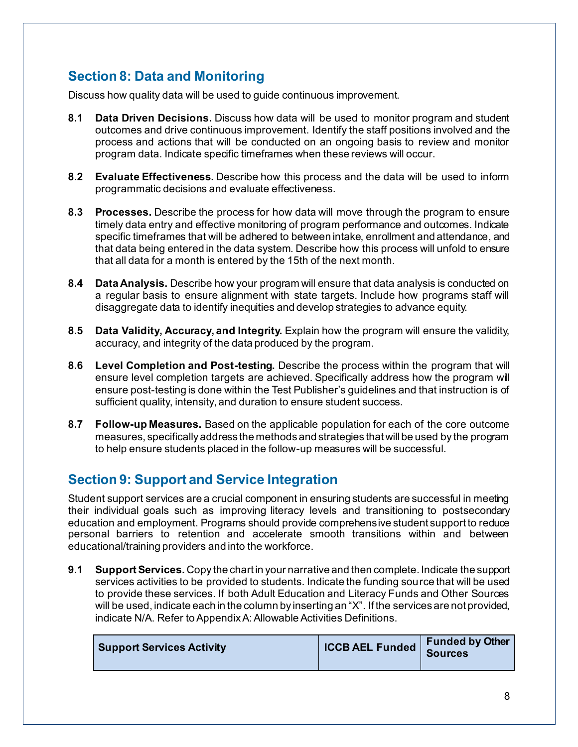## Section 8: Data and Monitoring

Discuss how quality data will be used to guide continuous improvement.

**8.1 Data Driven Decisions.** Discuss how data will be used to monitor program and student outcomes and drive continuous improvement. Identify the staff positions involved and the process and actions that will be conducted on an ongoing basis to review and monitor program data. Indicate specific timeframes when these reviews will occur.

**8.2 Evaluate Effectiveness.** Describe how this process and the data will be used to inform programmatic decisions and evaluate effectiveness.

**8.3 Processes.** Describe the process for how data will move through the program to ensure timely data entry and effective monitoring of program performance and outcomes. Indicate specific timeframes that will be adhered to between intake, enrollment and attendance, and that data being entered in the data system. Describe how this process will unfold to ensure that all data for a month is entered by the 15th of the next month.

**8.4 Data Analysis.** Describe how your program will ensure that data analysis is conducted on a regular basis to ensure alignment with state targets. Include how programs staff will disaggregate data to identify inequities and develop strategies to advance equity.

**8.5 Data Validity, Accuracy, and Integrity.** Explain how the program will ensure the validity, accuracy, and integrity of the data produced by the program.

**8.6 Level Completion and Post-testing.** Describe the process within the program that will ensure level completion targets are achieved. Specifically address how the program will ensure post-testing is done within the Test Publisher's guidelines and that instruction is of sufficient quality, intensity, and duration to ensure student success.

**8.7 Follow-up Measures.** Based on the applicable population for each of the core outcome measures, specifically address the methods and strategies that will be used by the program to help ensure students placed in the follow-up measures will be successful.

## Section 9: Support and Service Integration

Student support services are a crucial component in ensuring students are successful in meeting their individual goals such as improving literacy levels and transitioning to postsecondary education and employment. Programs should provide comprehensive student support to reduce personal barriers to retention and accelerate smooth transitions within and between educational/training providers and into the workforce.

**9.1 Support Services.** Copy the chart in your narrative and then complete. Indicate the support services activities to be provided to students. Indicate the funding source that will be used to provide these services. If both Adult Education and Literacy Funds and Other Sources will be used, indicate each in the column by inserting an "X". If the services are not provided, indicate N/A. Refer to Appendix A: Allowable Activities Definitions.

| Support Services Activity | ICCB AEL Funded | Funded by Other Sources |
|---|---|---|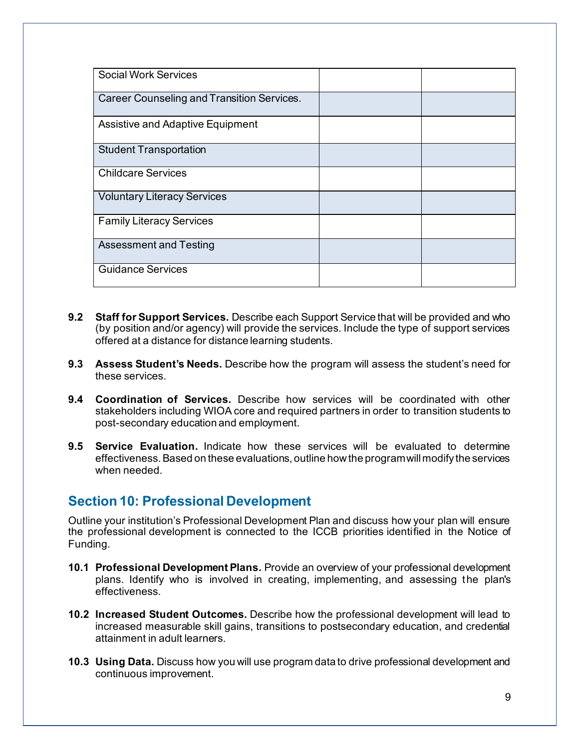| | | |
|---|---|---|
| Social Work Services | | |
| Career Counseling and Transition Services. | | |
| Assistive and Adaptive Equipment | | |
| Student Transportation | | |
| Childcare Services | | |
| Voluntary Literacy Services | | |
| Family Literacy Services | | |
| Assessment and Testing | | |
| Guidance Services | | |

**9.2 Staff for Support Services.** Describe each Support Service that will be provided and who (by position and/or agency) will provide the services. Include the type of support services offered at a distance for distance learning students.

**9.3 Assess Student's Needs.** Describe how the program will assess the student's need for these services.

**9.4 Coordination of Services.** Describe how services will be coordinated with other stakeholders including WIOA core and required partners in order to transition students to post-secondary education and employment.

**9.5 Service Evaluation.** Indicate how these services will be evaluated to determine effectiveness. Based on these evaluations, outline how the program will modify the services when needed.

## Section 10: Professional Development

Outline your institution's Professional Development Plan and discuss how your plan will ensure the professional development is connected to the ICCB priorities identified in the Notice of Funding.

**10.1 Professional Development Plans.** Provide an overview of your professional development plans. Identify who is involved in creating, implementing, and assessing the plan's effectiveness.

**10.2 Increased Student Outcomes.** Describe how the professional development will lead to increased measurable skill gains, transitions to postsecondary education, and credential attainment in adult learners.

**10.3 Using Data.** Discuss how you will use program data to drive professional development and continuous improvement.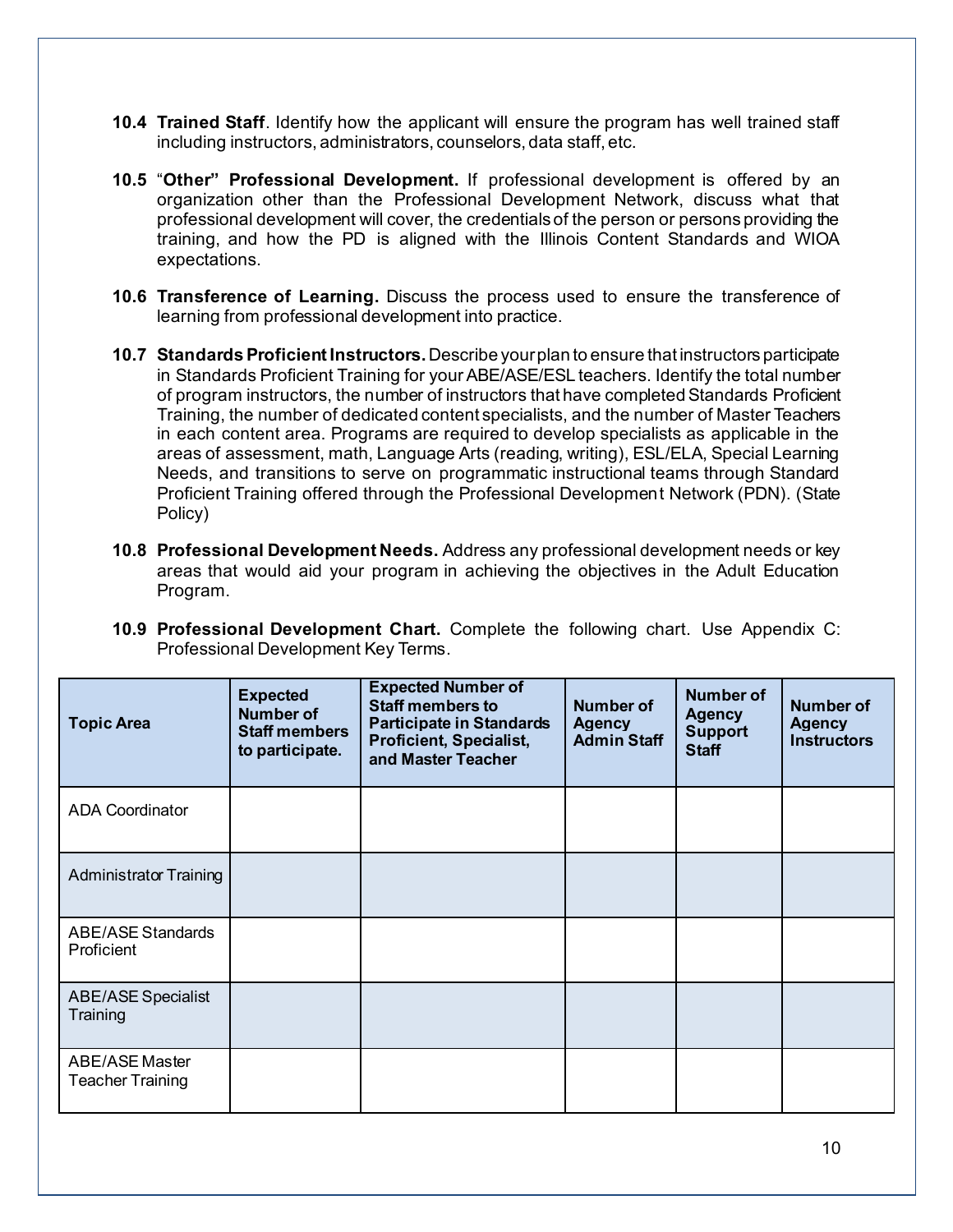**10.4 Trained Staff**. Identify how the applicant will ensure the program has well trained staff including instructors, administrators, counselors, data staff, etc.

**10.5** "**Other" Professional Development.** If professional development is offered by an organization other than the Professional Development Network, discuss what that professional development will cover, the credentials of the person or persons providing the training, and how the PD is aligned with the Illinois Content Standards and WIOA expectations.

**10.6 Transference of Learning.** Discuss the process used to ensure the transference of learning from professional development into practice.

**10.7 Standards Proficient Instructors.** Describe your plan to ensure that instructors participate in Standards Proficient Training for your ABE/ASE/ESL teachers. Identify the total number of program instructors, the number of instructors that have completed Standards Proficient Training, the number of dedicated content specialists, and the number of Master Teachers in each content area. Programs are required to develop specialists as applicable in the areas of assessment, math, Language Arts (reading, writing), ESL/ELA, Special Learning Needs, and transitions to serve on programmatic instructional teams through Standard Proficient Training offered through the Professional Development Network (PDN). (State Policy)

**10.8 Professional Development Needs.** Address any professional development needs or key areas that would aid your program in achieving the objectives in the Adult Education Program.

**10.9 Professional Development Chart.** Complete the following chart. Use Appendix C: Professional Development Key Terms.

| Topic Area | Expected Number of Staff members to participate. | Expected Number of Staff members to Participate in Standards Proficient, Specialist, and Master Teacher | Number of Agency Admin Staff | Number of Agency Support Staff | Number of Agency Instructors |
|---|---|---|---|---|---|
| ADA Coordinator | | | | | |
| Administrator Training | | | | | |
| ABE/ASE Standards Proficient | | | | | |
| ABE/ASE Specialist Training | | | | | |
| ABE/ASE Master Teacher Training | | | | | |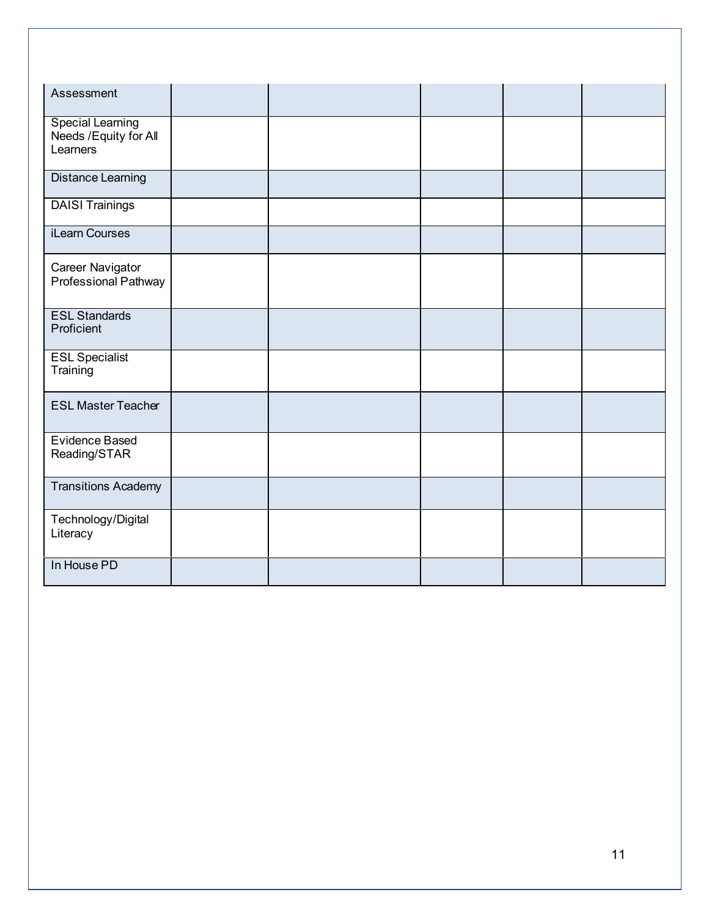| | | | | | |
|---|---|---|---|---|---|
| Assessment | | | | | |
| Special Learning Needs /Equity for All Learners | | | | | |
| Distance Learning | | | | | |
| DAISI Trainings | | | | | |
| iLearn Courses | | | | | |
| Career Navigator Professional Pathway | | | | | |
| ESL Standards Proficient | | | | | |
| ESL Specialist Training | | | | | |
| ESL Master Teacher | | | | | |
| Evidence Based Reading/STAR | | | | | |
| Transitions Academy | | | | | |
| Technology/Digital Literacy | | | | | |
| In House PD | | | | | |